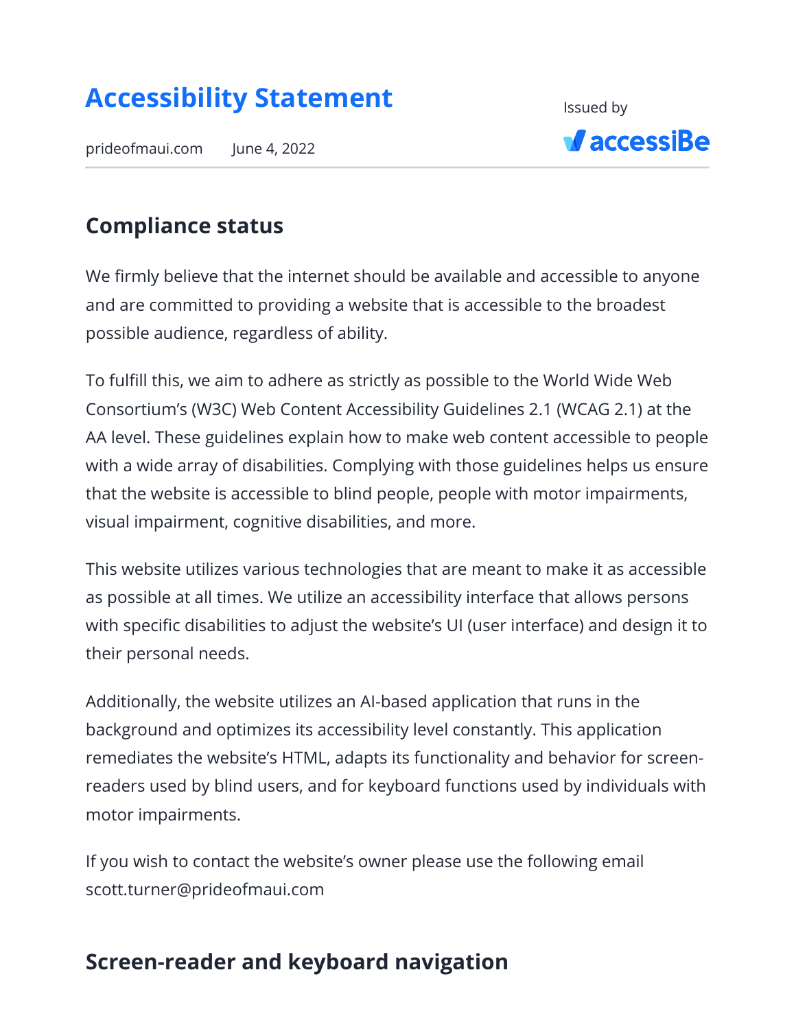# Accessibility Statement

prideofmaui.com    June 4, 2022

Issued by accessiBe

## Compliance status

We firmly believe that the internet should be available and accessible to anyone and are committed to providing a website that is accessible to the broadest possible audience, regardless of ability.

To fulfill this, we aim to adhere as strictly as possible to the World Wide Web Consortium's (W3C) Web Content Accessibility Guidelines 2.1 (WCAG 2.1) at the AA level. These guidelines explain how to make web content accessible to people with a wide array of disabilities. Complying with those guidelines helps us ensure that the website is accessible to blind people, people with motor impairments, visual impairment, cognitive disabilities, and more.

This website utilizes various technologies that are meant to make it as accessible as possible at all times. We utilize an accessibility interface that allows persons with specific disabilities to adjust the website's UI (user interface) and design it to their personal needs.

Additionally, the website utilizes an AI-based application that runs in the background and optimizes its accessibility level constantly. This application remediates the website's HTML, adapts its functionality and behavior for screen-readers used by blind users, and for keyboard functions used by individuals with motor impairments.

If you wish to contact the website's owner please use the following email scott.turner@prideofmaui.com

## Screen-reader and keyboard navigation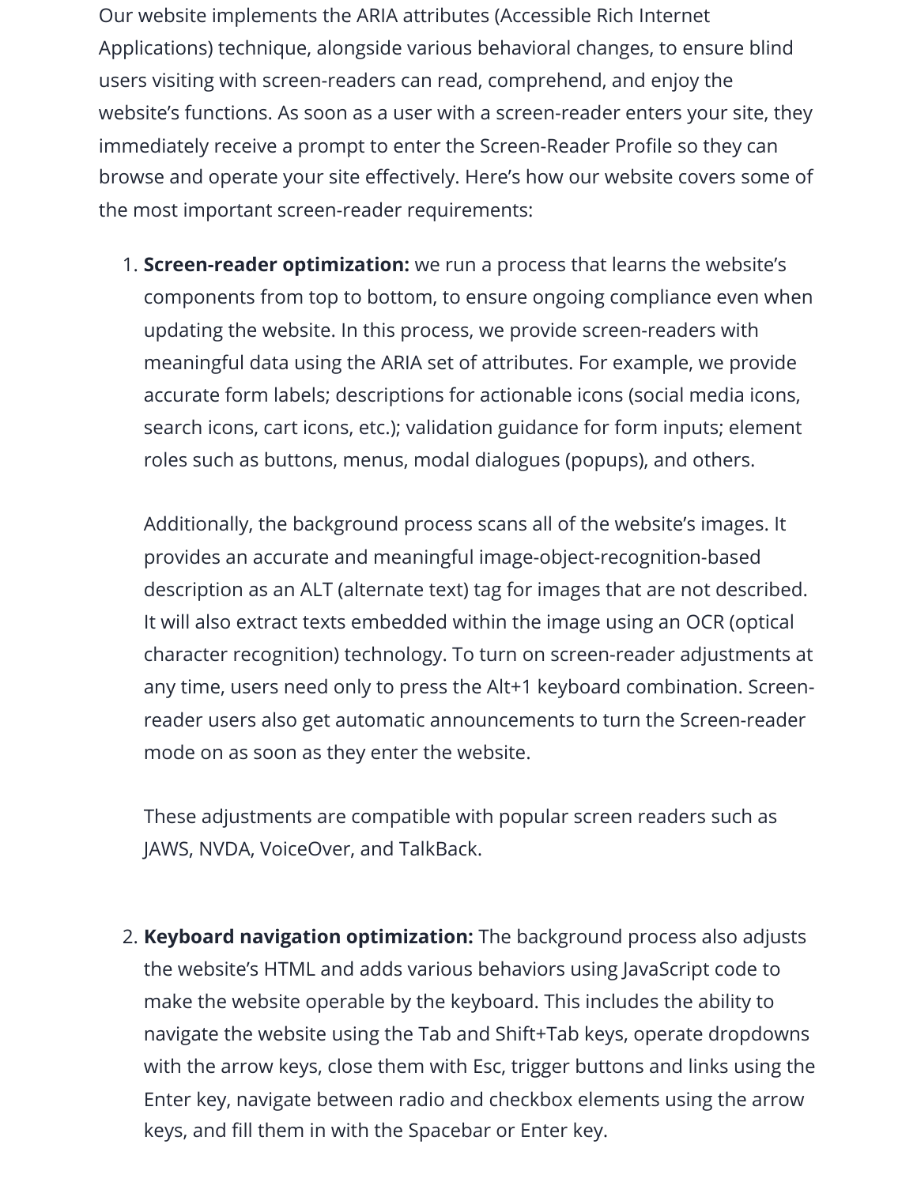Our website implements the ARIA attributes (Accessible Rich Internet Applications) technique, alongside various behavioral changes, to ensure blind users visiting with screen-readers can read, comprehend, and enjoy the website's functions. As soon as a user with a screen-reader enters your site, they immediately receive a prompt to enter the Screen-Reader Profile so they can browse and operate your site effectively. Here's how our website covers some of the most important screen-reader requirements:

1. **Screen-reader optimization:** we run a process that learns the website's components from top to bottom, to ensure ongoing compliance even when updating the website. In this process, we provide screen-readers with meaningful data using the ARIA set of attributes. For example, we provide accurate form labels; descriptions for actionable icons (social media icons, search icons, cart icons, etc.); validation guidance for form inputs; element roles such as buttons, menus, modal dialogues (popups), and others.

   Additionally, the background process scans all of the website's images. It provides an accurate and meaningful image-object-recognition-based description as an ALT (alternate text) tag for images that are not described. It will also extract texts embedded within the image using an OCR (optical character recognition) technology. To turn on screen-reader adjustments at any time, users need only to press the Alt+1 keyboard combination. Screen-reader users also get automatic announcements to turn the Screen-reader mode on as soon as they enter the website.

   These adjustments are compatible with popular screen readers such as JAWS, NVDA, VoiceOver, and TalkBack.

2. **Keyboard navigation optimization:** The background process also adjusts the website's HTML and adds various behaviors using JavaScript code to make the website operable by the keyboard. This includes the ability to navigate the website using the Tab and Shift+Tab keys, operate dropdowns with the arrow keys, close them with Esc, trigger buttons and links using the Enter key, navigate between radio and checkbox elements using the arrow keys, and fill them in with the Spacebar or Enter key.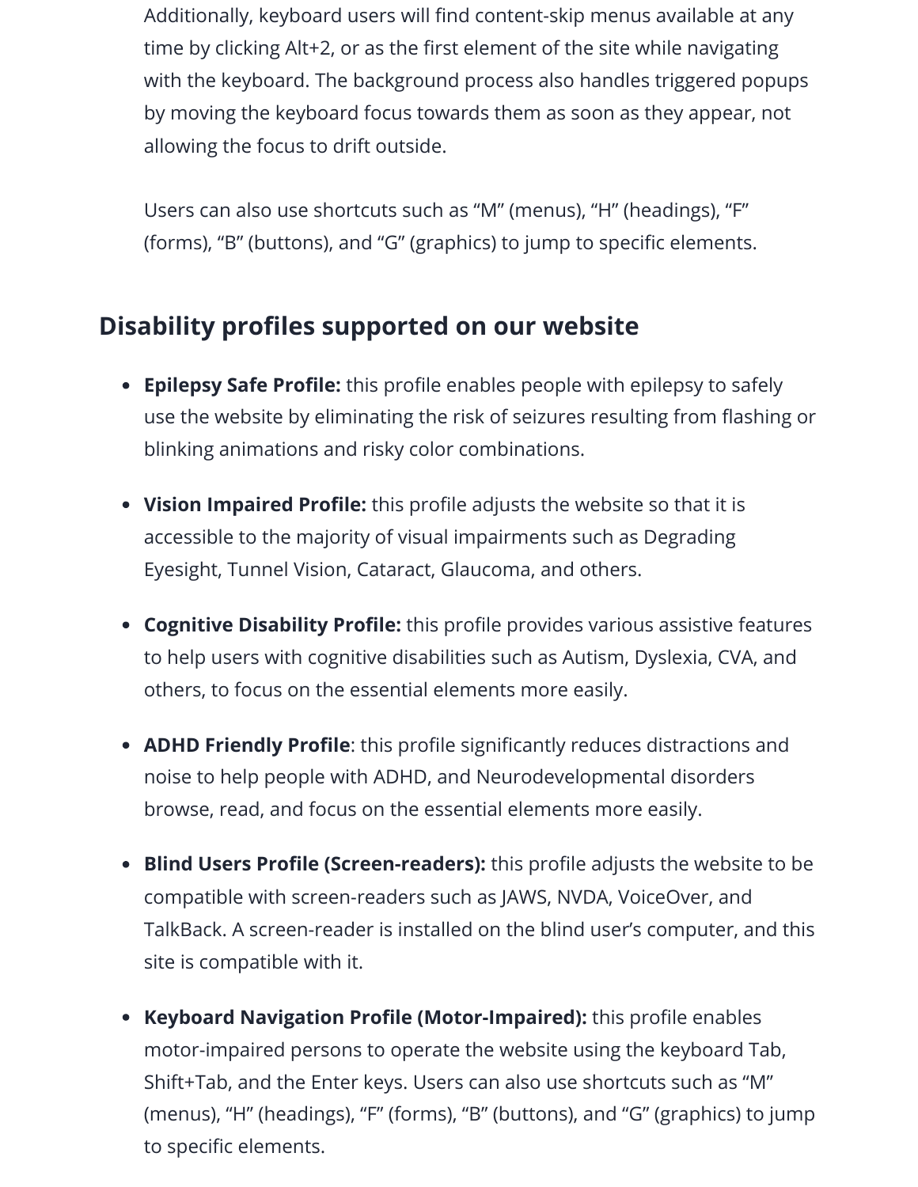Additionally, keyboard users will find content-skip menus available at any time by clicking Alt+2, or as the first element of the site while navigating with the keyboard. The background process also handles triggered popups by moving the keyboard focus towards them as soon as they appear, not allowing the focus to drift outside.

Users can also use shortcuts such as "M" (menus), "H" (headings), "F" (forms), "B" (buttons), and "G" (graphics) to jump to specific elements.

## Disability profiles supported on our website

- **Epilepsy Safe Profile:** this profile enables people with epilepsy to safely use the website by eliminating the risk of seizures resulting from flashing or blinking animations and risky color combinations.
- **Vision Impaired Profile:** this profile adjusts the website so that it is accessible to the majority of visual impairments such as Degrading Eyesight, Tunnel Vision, Cataract, Glaucoma, and others.
- **Cognitive Disability Profile:** this profile provides various assistive features to help users with cognitive disabilities such as Autism, Dyslexia, CVA, and others, to focus on the essential elements more easily.
- **ADHD Friendly Profile**: this profile significantly reduces distractions and noise to help people with ADHD, and Neurodevelopmental disorders browse, read, and focus on the essential elements more easily.
- **Blind Users Profile (Screen-readers):** this profile adjusts the website to be compatible with screen-readers such as JAWS, NVDA, VoiceOver, and TalkBack. A screen-reader is installed on the blind user's computer, and this site is compatible with it.
- **Keyboard Navigation Profile (Motor-Impaired):** this profile enables motor-impaired persons to operate the website using the keyboard Tab, Shift+Tab, and the Enter keys. Users can also use shortcuts such as "M" (menus), "H" (headings), "F" (forms), "B" (buttons), and "G" (graphics) to jump to specific elements.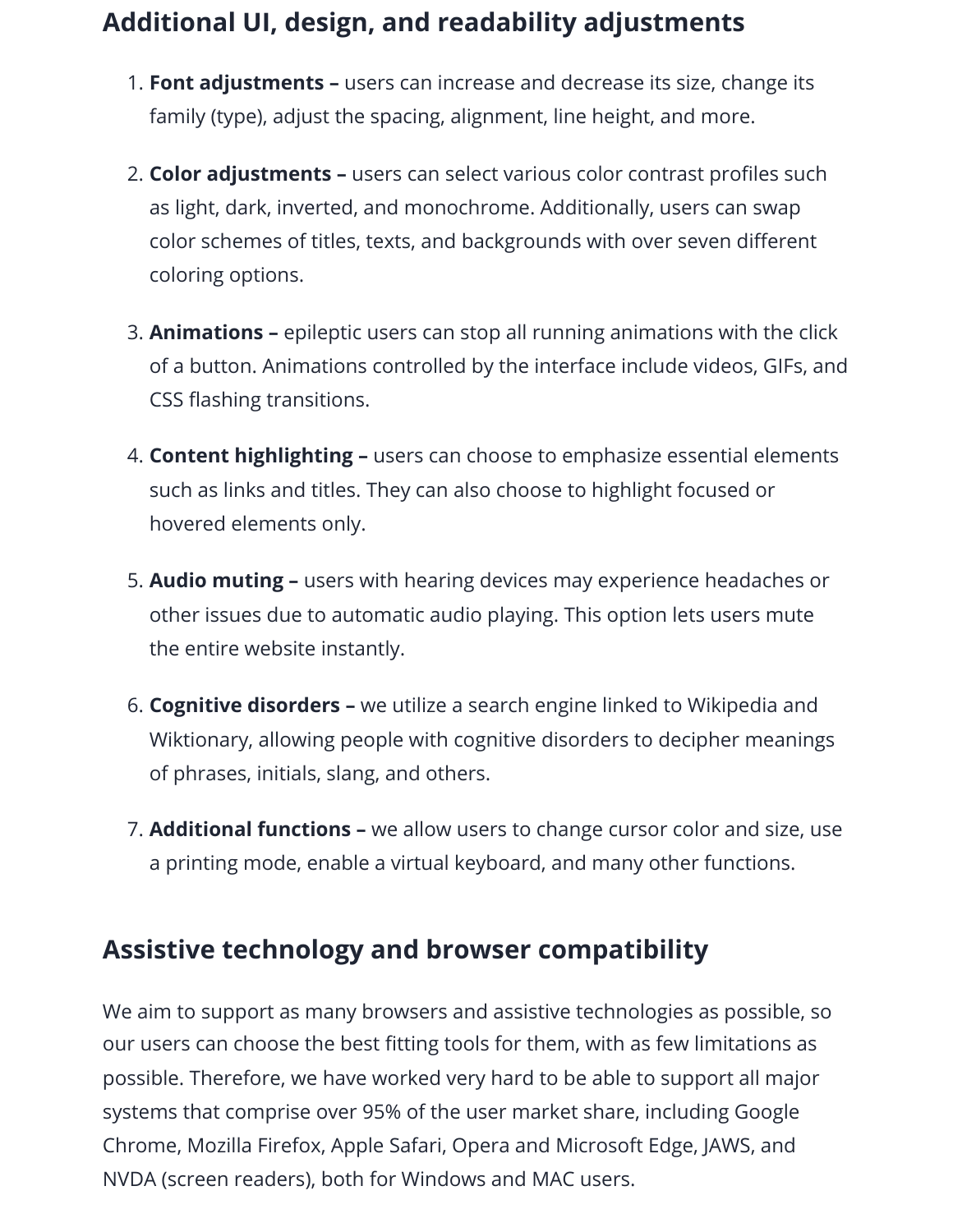## Additional UI, design, and readability adjustments

1. **Font adjustments –** users can increase and decrease its size, change its family (type), adjust the spacing, alignment, line height, and more.

2. **Color adjustments –** users can select various color contrast profiles such as light, dark, inverted, and monochrome. Additionally, users can swap color schemes of titles, texts, and backgrounds with over seven different coloring options.

3. **Animations –** epileptic users can stop all running animations with the click of a button. Animations controlled by the interface include videos, GIFs, and CSS flashing transitions.

4. **Content highlighting –** users can choose to emphasize essential elements such as links and titles. They can also choose to highlight focused or hovered elements only.

5. **Audio muting –** users with hearing devices may experience headaches or other issues due to automatic audio playing. This option lets users mute the entire website instantly.

6. **Cognitive disorders –** we utilize a search engine linked to Wikipedia and Wiktionary, allowing people with cognitive disorders to decipher meanings of phrases, initials, slang, and others.

7. **Additional functions –** we allow users to change cursor color and size, use a printing mode, enable a virtual keyboard, and many other functions.

## Assistive technology and browser compatibility

We aim to support as many browsers and assistive technologies as possible, so our users can choose the best fitting tools for them, with as few limitations as possible. Therefore, we have worked very hard to be able to support all major systems that comprise over 95% of the user market share, including Google Chrome, Mozilla Firefox, Apple Safari, Opera and Microsoft Edge, JAWS, and NVDA (screen readers), both for Windows and MAC users.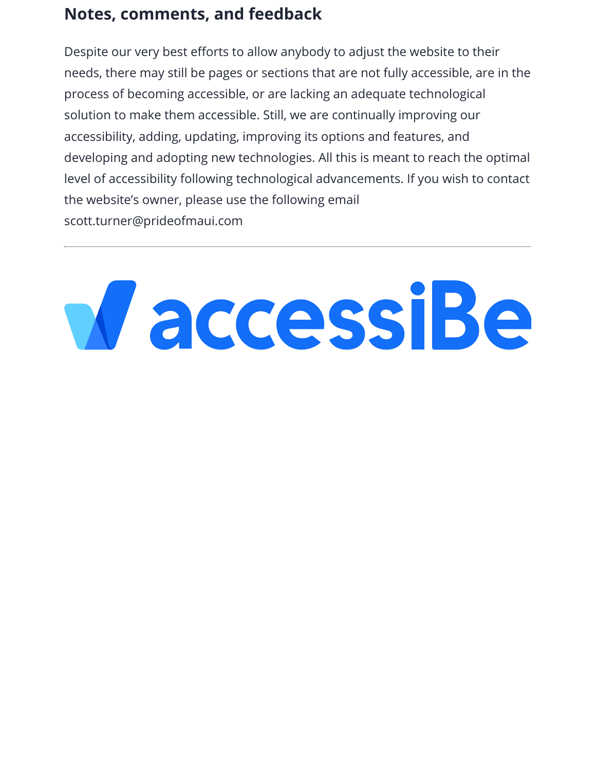## Notes, comments, and feedback

Despite our very best efforts to allow anybody to adjust the website to their needs, there may still be pages or sections that are not fully accessible, are in the process of becoming accessible, or are lacking an adequate technological solution to make them accessible. Still, we are continually improving our accessibility, adding, updating, improving its options and features, and developing and adopting new technologies. All this is meant to reach the optimal level of accessibility following technological advancements. If you wish to contact the website's owner, please use the following email scott.turner@prideofmaui.com

---

accessiBe